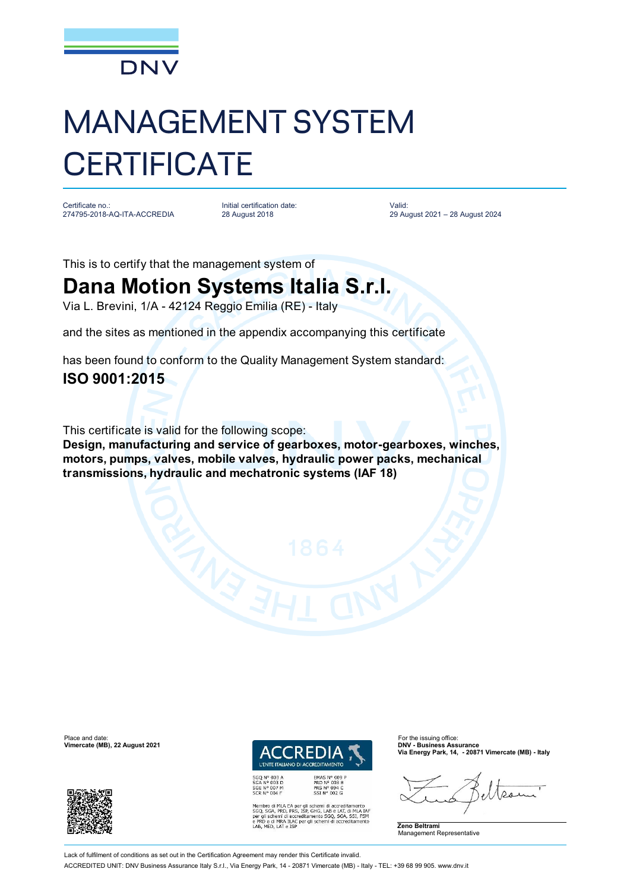DNV

# MANAGEMENT SYSTEM CERTIFICATE

Certificate no.:
274795-2018-AQ-ITA-ACCREDIA

Initial certification date:
28 August 2018

Valid:
29 August 2021 – 28 August 2024

This is to certify that the management system of

## Dana Motion Systems Italia S.r.l.

Via L. Brevini, 1/A - 42124 Reggio Emilia (RE) - Italy

and the sites as mentioned in the appendix accompanying this certificate

has been found to conform to the Quality Management System standard:

**ISO 9001:2015**

This certificate is valid for the following scope:

**Design, manufacturing and service of gearboxes, motor-gearboxes, winches, motors, pumps, valves, mobile valves, hydraulic power packs, mechanical transmissions, hydraulic and mechatronic systems (IAF 18)**

Place and date:
**Vimercate (MB), 22 August 2021**

ACCREDIA
L'ENTE ITALIANO DI ACCREDITAMENTO

SGQ N° 003 A
SGA N° 003 D
SGE N° 007 M
SCR N° 004 F

EMAS N° 009 P
PRD N° 003 B
PRS N° 094 C
SSI N° 002 G

Membro di MLA EA per gli schemi di accreditamento SGQ, SGA, PRD, PRS, ISP, GHG, LAB e LAT, di MLA IAF per gli schemi di accreditamento SGQ, SGA, SSI, FSM e PRD e di MRA ILAC per gli schemi di accreditamento LAB, MED, LAT e ISP

For the issuing office:
**DNV - Business Assurance**
**Via Energy Park, 14, - 20871 Vimercate (MB) - Italy**

**Zeno Beltrami**
Management Representative

Lack of fulfilment of conditions as set out in the Certification Agreement may render this Certificate invalid.

ACCREDITED UNIT: DNV Business Assurance Italy S.r.l., Via Energy Park, 14 - 20871 Vimercate (MB) - Italy - TEL: +39 68 99 905. www.dnv.it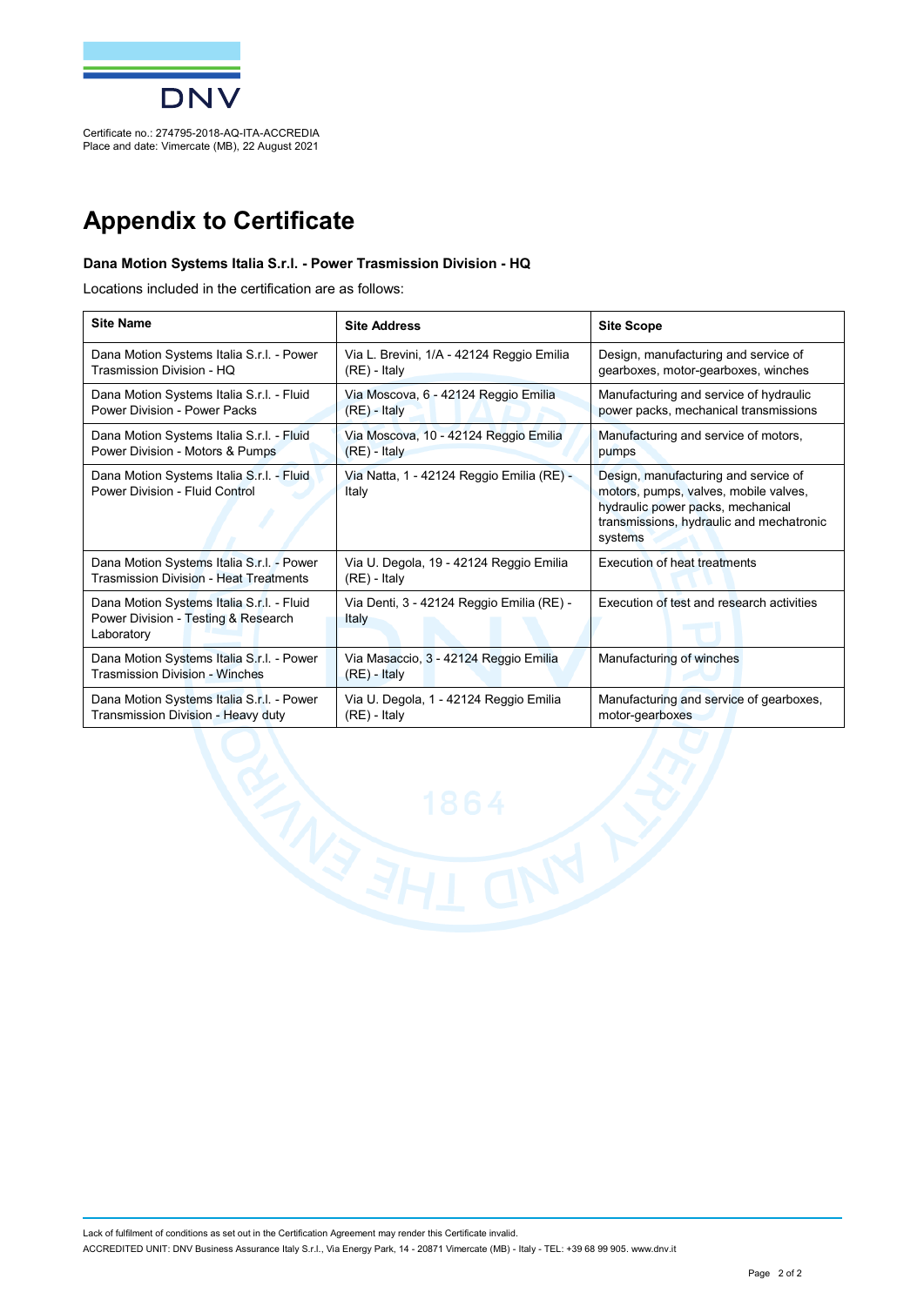Certificate no.: 274795-2018-AQ-ITA-ACCREDIA
Place and date: Vimercate (MB), 22 August 2021

# Appendix to Certificate

### Dana Motion Systems Italia S.r.l. - Power Trasmission Division - HQ

Locations included in the certification are as follows:

| Site Name | Site Address | Site Scope |
|---|---|---|
| Dana Motion Systems Italia S.r.l. - Power Trasmission Division - HQ | Via L. Brevini, 1/A - 42124 Reggio Emilia (RE) - Italy | Design, manufacturing and service of gearboxes, motor-gearboxes, winches |
| Dana Motion Systems Italia S.r.l. - Fluid Power Division - Power Packs | Via Moscova, 6 - 42124 Reggio Emilia (RE) - Italy | Manufacturing and service of hydraulic power packs, mechanical transmissions |
| Dana Motion Systems Italia S.r.l. - Fluid Power Division - Motors & Pumps | Via Moscova, 10 - 42124 Reggio Emilia (RE) - Italy | Manufacturing and service of motors, pumps |
| Dana Motion Systems Italia S.r.l. - Fluid Power Division - Fluid Control | Via Natta, 1 - 42124 Reggio Emilia (RE) - Italy | Design, manufacturing and service of motors, pumps, valves, mobile valves, hydraulic power packs, mechanical transmissions, hydraulic and mechatronic systems |
| Dana Motion Systems Italia S.r.l. - Power Trasmission Division - Heat Treatments | Via U. Degola, 19 - 42124 Reggio Emilia (RE) - Italy | Execution of heat treatments |
| Dana Motion Systems Italia S.r.l. - Fluid Power Division - Testing & Research Laboratory | Via Denti, 3 - 42124 Reggio Emilia (RE) - Italy | Execution of test and research activities |
| Dana Motion Systems Italia S.r.l. - Power Trasmission Division - Winches | Via Masaccio, 3 - 42124 Reggio Emilia (RE) - Italy | Manufacturing of winches |
| Dana Motion Systems Italia S.r.l. - Power Transmission Division - Heavy duty | Via U. Degola, 1 - 42124 Reggio Emilia (RE) - Italy | Manufacturing and service of gearboxes, motor-gearboxes |

Lack of fulfilment of conditions as set out in the Certification Agreement may render this Certificate invalid.
ACCREDITED UNIT: DNV Business Assurance Italy S.r.l., Via Energy Park, 14 - 20871 Vimercate (MB) - Italy - TEL: +39 68 99 905. www.dnv.it